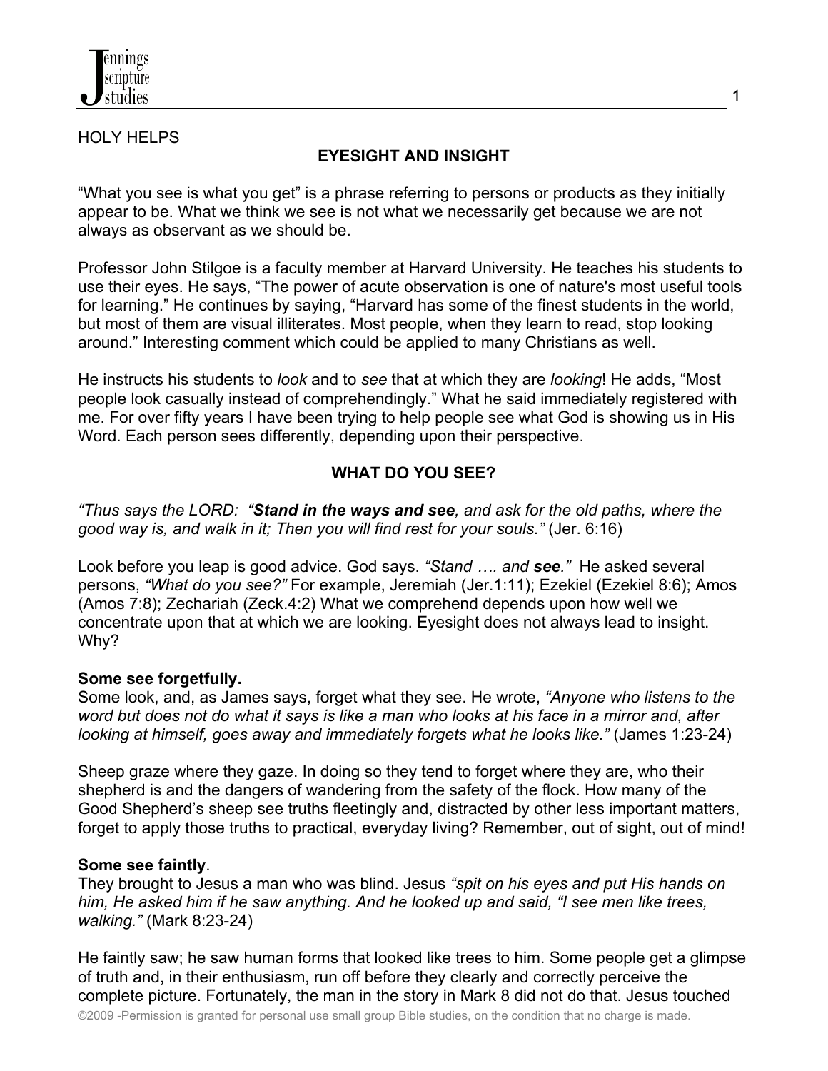HOLY HELPS

## EYESIGHT AND INSIGHT

"What you see is what you get" is a phrase referring to persons or products as they initially appear to be. What we think we see is not what we necessarily get because we are not always as observant as we should be.

Professor John Stilgoe is a faculty member at Harvard University. He teaches his students to use their eyes. He says, "The power of acute observation is one of nature's most useful tools for learning." He continues by saying, "Harvard has some of the finest students in the world, but most of them are visual illiterates. Most people, when they learn to read, stop looking around." Interesting comment which could be applied to many Christians as well.

He instructs his students to *look* and to *see* that at which they are *looking*! He adds, "Most people look casually instead of comprehendingly." What he said immediately registered with me. For over fifty years I have been trying to help people see what God is showing us in His Word. Each person sees differently, depending upon their perspective.

### WHAT DO YOU SEE?

*"Thus says the LORD: "**Stand in the ways and see**, and ask for the old paths, where the good way is, and walk in it; Then you will find rest for your souls."* (Jer. 6:16)

Look before you leap is good advice. God says. *"Stand …. and **see**."* He asked several persons, *"What do you see?"* For example, Jeremiah (Jer.1:11); Ezekiel (Ezekiel 8:6); Amos (Amos 7:8); Zechariah (Zeck.4:2) What we comprehend depends upon how well we concentrate upon that at which we are looking. Eyesight does not always lead to insight. Why?

**Some see forgetfully.**
Some look, and, as James says, forget what they see. He wrote, *"Anyone who listens to the word but does not do what it says is like a man who looks at his face in a mirror and, after looking at himself, goes away and immediately forgets what he looks like."* (James 1:23-24)

Sheep graze where they gaze. In doing so they tend to forget where they are, who their shepherd is and the dangers of wandering from the safety of the flock. How many of the Good Shepherd's sheep see truths fleetingly and, distracted by other less important matters, forget to apply those truths to practical, everyday living? Remember, out of sight, out of mind!

**Some see faintly**.
They brought to Jesus a man who was blind. Jesus *"spit on his eyes and put His hands on him, He asked him if he saw anything. And he looked up and said, "I see men like trees, walking."* (Mark 8:23-24)

He faintly saw; he saw human forms that looked like trees to him. Some people get a glimpse of truth and, in their enthusiasm, run off before they clearly and correctly perceive the complete picture. Fortunately, the man in the story in Mark 8 did not do that. Jesus touched

©2009 -Permission is granted for personal use small group Bible studies, on the condition that no charge is made.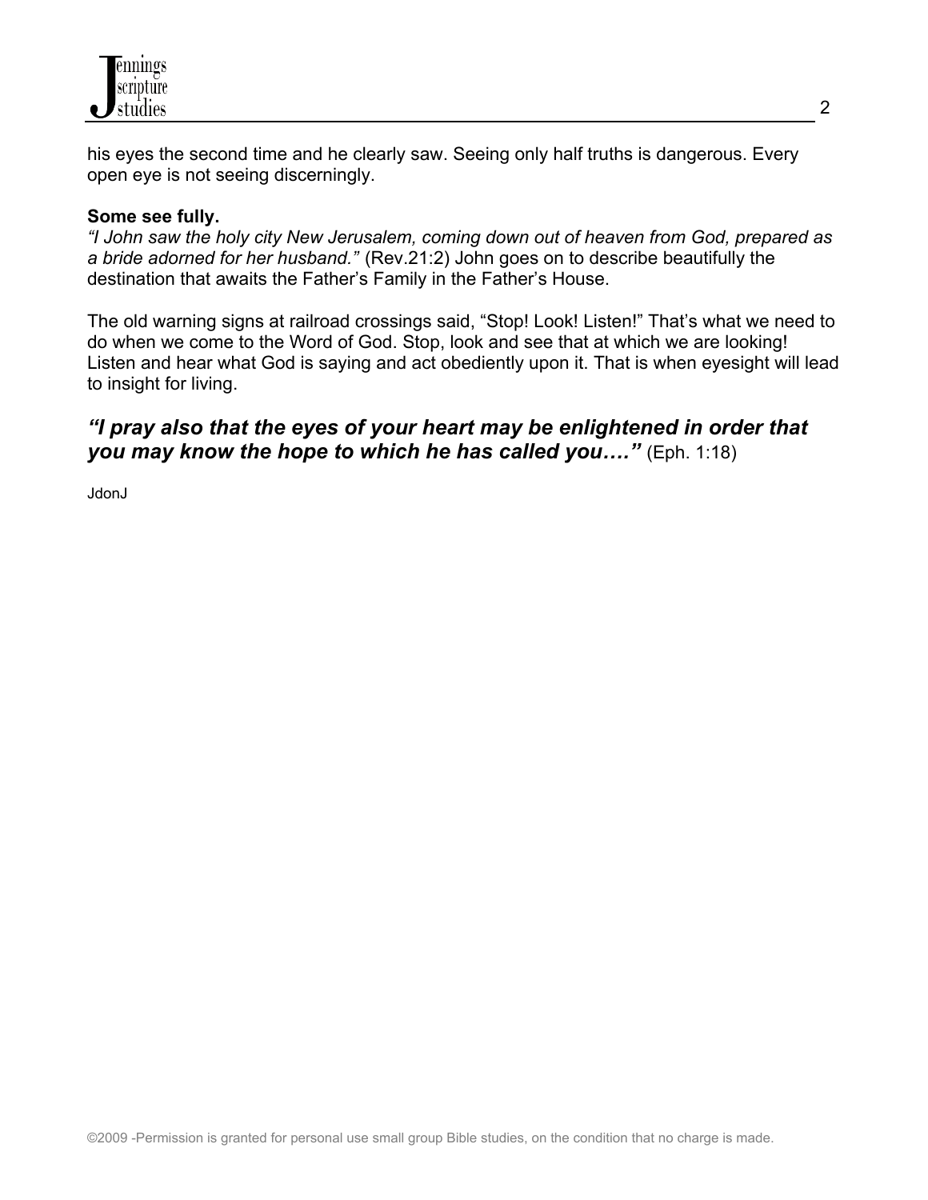his eyes the second time and he clearly saw. Seeing only half truths is dangerous. Every open eye is not seeing discerningly.

**Some see fully.**
*"I John saw the holy city New Jerusalem, coming down out of heaven from God, prepared as a bride adorned for her husband."* (Rev.21:2) John goes on to describe beautifully the destination that awaits the Father's Family in the Father's House.

The old warning signs at railroad crossings said, "Stop! Look! Listen!" That's what we need to do when we come to the Word of God. Stop, look and see that at which we are looking! Listen and hear what God is saying and act obediently upon it. That is when eyesight will lead to insight for living.

***"I pray also that the eyes of your heart may be enlightened in order that you may know the hope to which he has called you…."*** (Eph. 1:18)

JdonJ

©2009 -Permission is granted for personal use small group Bible studies, on the condition that no charge is made.